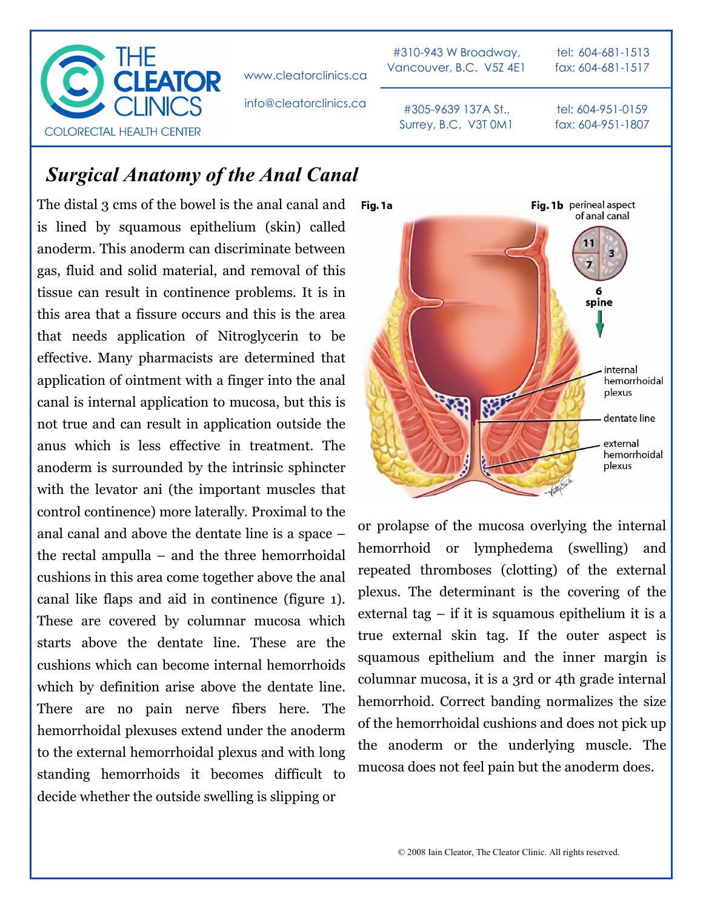# THE CLEATOR CLINICS
COLORECTAL HEALTH CENTER

www.cleatorclinics.ca
info@cleatorclinics.ca

#310-943 W Broadway, Vancouver, B.C. V5Z 4E1 — tel: 604-681-1513, fax: 604-681-1517

#305-9639 137A St., Surrey, B.C. V3T 0M1 — tel: 604-951-0159, fax: 604-951-1807

## *Surgical Anatomy of the Anal Canal*

The distal 3 cms of the bowel is the anal canal and is lined by squamous epithelium (skin) called anoderm. This anoderm can discriminate between gas, fluid and solid material, and removal of this tissue can result in continence problems. It is in this area that a fissure occurs and this is the area that needs application of Nitroglycerin to be effective. Many pharmacists are determined that application of ointment with a finger into the anal canal is internal application to mucosa, but this is not true and can result in application outside the anus which is less effective in treatment. The anoderm is surrounded by the intrinsic sphincter with the levator ani (the important muscles that control continence) more laterally. Proximal to the anal canal and above the dentate line is a space – the rectal ampulla – and the three hemorrhoidal cushions in this area come together above the anal canal like flaps and aid in continence (figure 1). These are covered by columnar mucosa which starts above the dentate line. These are the cushions which can become internal hemorrhoids which by definition arise above the dentate line. There are no pain nerve fibers here. The hemorrhoidal plexuses extend under the anoderm to the external hemorrhoidal plexus and with long standing hemorrhoids it becomes difficult to decide whether the outside swelling is slipping or prolapse of the mucosa overlying the internal hemorrhoid or lymphedema (swelling) and repeated thromboses (clotting) of the external plexus. The determinant is the covering of the external tag – if it is squamous epithelium it is a true external skin tag. If the outer aspect is squamous epithelium and the inner margin is columnar mucosa, it is a 3rd or 4th grade internal hemorrhoid. Correct banding normalizes the size of the hemorrhoidal cushions and does not pick up the anoderm or the underlying muscle. The mucosa does not feel pain but the anoderm does.

Fig. 1a

Fig. 1b perineal aspect of anal canal (11, 3, 7; 6 spine)

Labels: internal hemorrhoidal plexus; dentate line; external hemorrhoidal plexus

© 2008 Iain Cleator, The Cleator Clinic. All rights reserved.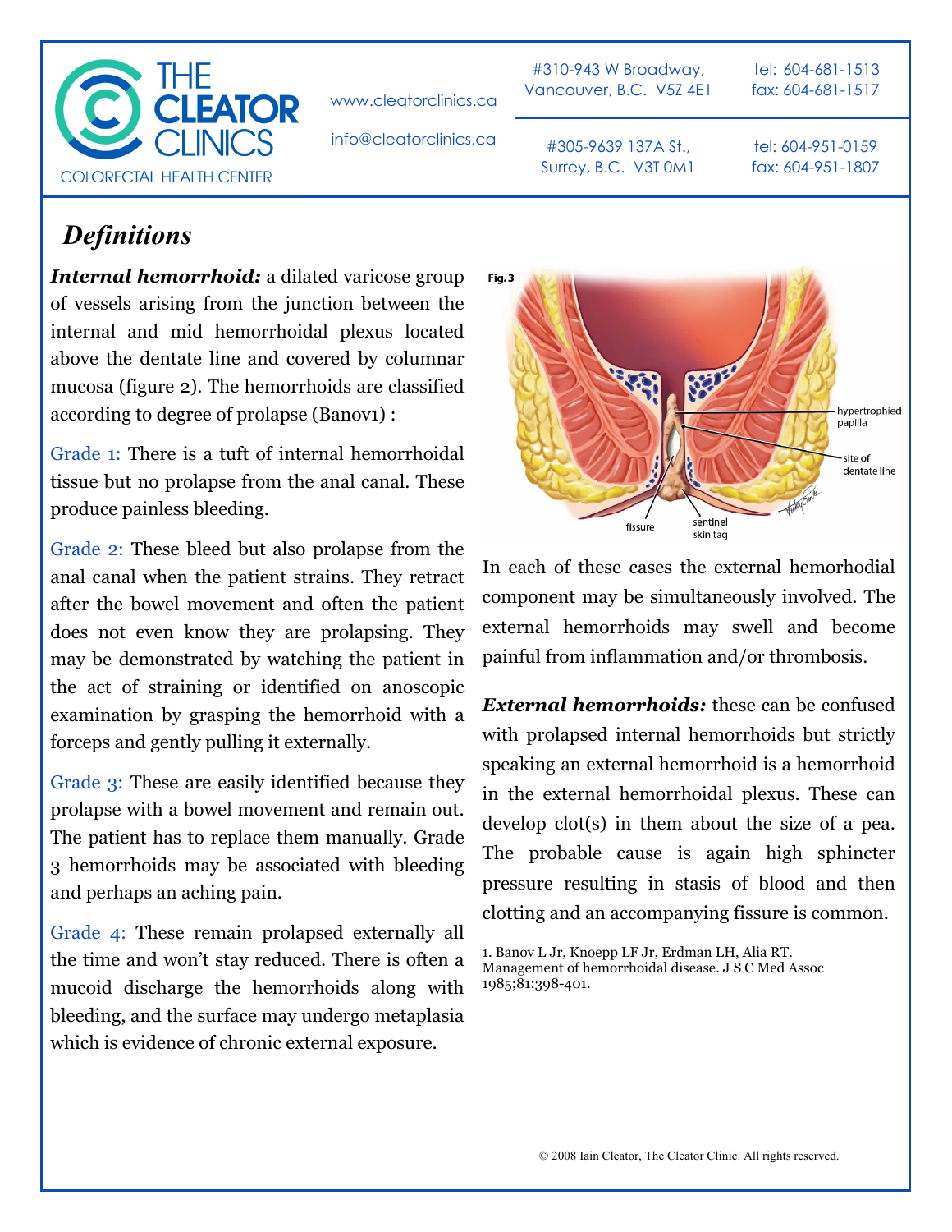## *Definitions*

***Internal hemorrhoid:*** a dilated varicose group of vessels arising from the junction between the internal and mid hemorrhoidal plexus located above the dentate line and covered by columnar mucosa (figure 2). The hemorrhoids are classified according to degree of prolapse (Banov1) :

Grade 1: There is a tuft of internal hemorrhoidal tissue but no prolapse from the anal canal. These produce painless bleeding.

Grade 2: These bleed but also prolapse from the anal canal when the patient strains. They retract after the bowel movement and often the patient does not even know they are prolapsing. They may be demonstrated by watching the patient in the act of straining or identified on anoscopic examination by grasping the hemorrhoid with a forceps and gently pulling it externally.

Grade 3: These are easily identified because they prolapse with a bowel movement and remain out. The patient has to replace them manually. Grade 3 hemorrhoids may be associated with bleeding and perhaps an aching pain.

Grade 4: These remain prolapsed externally all the time and won't stay reduced. There is often a mucoid discharge the hemorrhoids along with bleeding, and the surface may undergo metaplasia which is evidence of chronic external exposure.

Fig. 3

hypertrophied papilla

site of dentate line

fissure

sentinel skin tag

In each of these cases the external hemorhodial component may be simultaneously involved. The external hemorrhoids may swell and become painful from inflammation and/or thrombosis.

***External hemorrhoids:*** these can be confused with prolapsed internal hemorrhoids but strictly speaking an external hemorrhoid is a hemorrhoid in the external hemorrhoidal plexus. These can develop clot(s) in them about the size of a pea. The probable cause is again high sphincter pressure resulting in stasis of blood and then clotting and an accompanying fissure is common.

1. Banov L Jr, Knoepp LF Jr, Erdman LH, Alia RT. Management of hemorrhoidal disease. J S C Med Assoc 1985;81:398-401.

© 2008 Iain Cleator, The Cleator Clinic. All rights reserved.